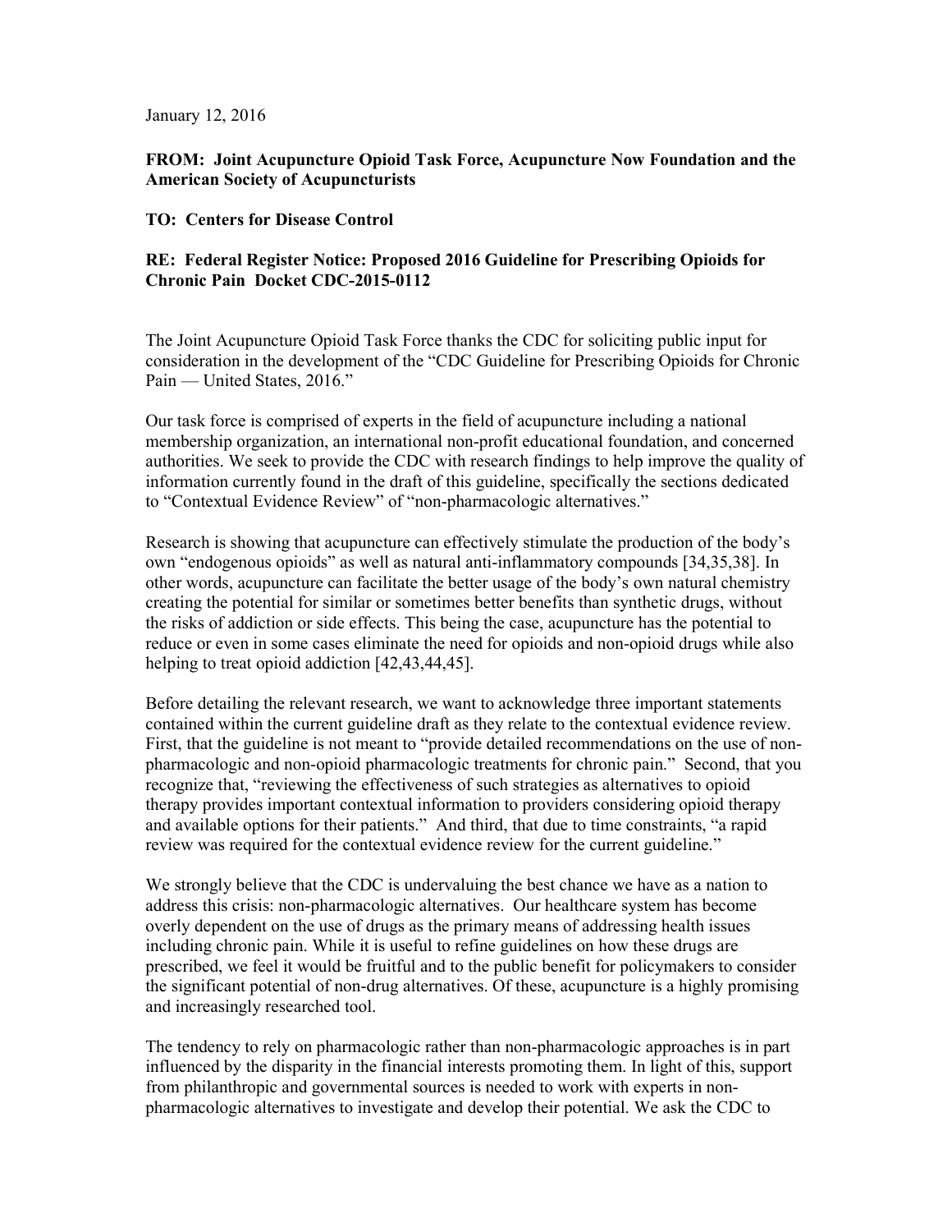January 12, 2016

**FROM: Joint Acupuncture Opioid Task Force, Acupuncture Now Foundation and the American Society of Acupuncturists**

**TO: Centers for Disease Control**

**RE: Federal Register Notice: Proposed 2016 Guideline for Prescribing Opioids for Chronic Pain Docket CDC-2015-0112**

The Joint Acupuncture Opioid Task Force thanks the CDC for soliciting public input for consideration in the development of the "CDC Guideline for Prescribing Opioids for Chronic Pain — United States, 2016."

Our task force is comprised of experts in the field of acupuncture including a national membership organization, an international non-profit educational foundation, and concerned authorities. We seek to provide the CDC with research findings to help improve the quality of information currently found in the draft of this guideline, specifically the sections dedicated to "Contextual Evidence Review" of "non-pharmacologic alternatives."

Research is showing that acupuncture can effectively stimulate the production of the body's own "endogenous opioids" as well as natural anti-inflammatory compounds [34,35,38]. In other words, acupuncture can facilitate the better usage of the body's own natural chemistry creating the potential for similar or sometimes better benefits than synthetic drugs, without the risks of addiction or side effects. This being the case, acupuncture has the potential to reduce or even in some cases eliminate the need for opioids and non-opioid drugs while also helping to treat opioid addiction [42,43,44,45].

Before detailing the relevant research, we want to acknowledge three important statements contained within the current guideline draft as they relate to the contextual evidence review. First, that the guideline is not meant to "provide detailed recommendations on the use of non-pharmacologic and non-opioid pharmacologic treatments for chronic pain." Second, that you recognize that, "reviewing the effectiveness of such strategies as alternatives to opioid therapy provides important contextual information to providers considering opioid therapy and available options for their patients." And third, that due to time constraints, "a rapid review was required for the contextual evidence review for the current guideline."

We strongly believe that the CDC is undervaluing the best chance we have as a nation to address this crisis: non-pharmacologic alternatives. Our healthcare system has become overly dependent on the use of drugs as the primary means of addressing health issues including chronic pain. While it is useful to refine guidelines on how these drugs are prescribed, we feel it would be fruitful and to the public benefit for policymakers to consider the significant potential of non-drug alternatives. Of these, acupuncture is a highly promising and increasingly researched tool.

The tendency to rely on pharmacologic rather than non-pharmacologic approaches is in part influenced by the disparity in the financial interests promoting them. In light of this, support from philanthropic and governmental sources is needed to work with experts in non-pharmacologic alternatives to investigate and develop their potential. We ask the CDC to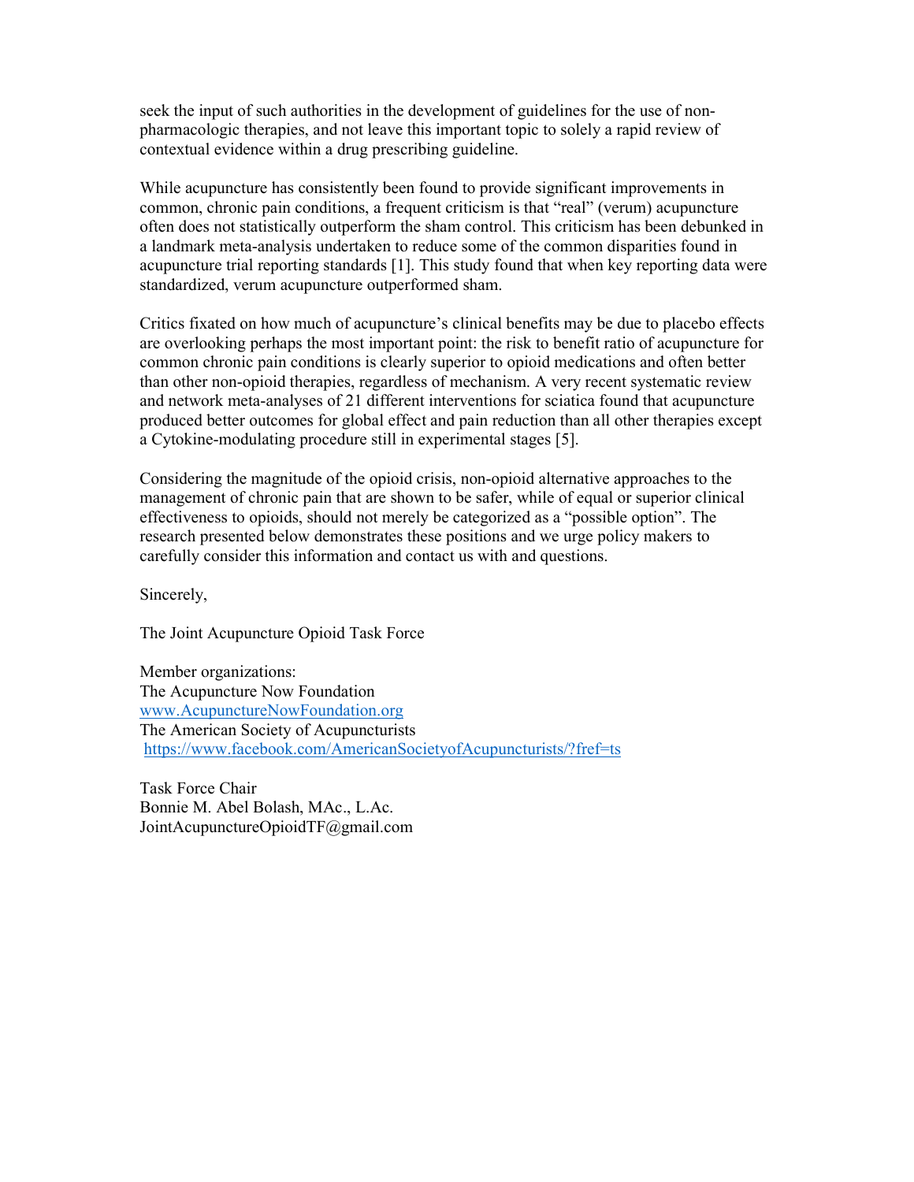seek the input of such authorities in the development of guidelines for the use of non-pharmacologic therapies, and not leave this important topic to solely a rapid review of contextual evidence within a drug prescribing guideline.

While acupuncture has consistently been found to provide significant improvements in common, chronic pain conditions, a frequent criticism is that "real" (verum) acupuncture often does not statistically outperform the sham control. This criticism has been debunked in a landmark meta-analysis undertaken to reduce some of the common disparities found in acupuncture trial reporting standards [1]. This study found that when key reporting data were standardized, verum acupuncture outperformed sham.

Critics fixated on how much of acupuncture's clinical benefits may be due to placebo effects are overlooking perhaps the most important point: the risk to benefit ratio of acupuncture for common chronic pain conditions is clearly superior to opioid medications and often better than other non-opioid therapies, regardless of mechanism. A very recent systematic review and network meta-analyses of 21 different interventions for sciatica found that acupuncture produced better outcomes for global effect and pain reduction than all other therapies except a Cytokine-modulating procedure still in experimental stages [5].

Considering the magnitude of the opioid crisis, non-opioid alternative approaches to the management of chronic pain that are shown to be safer, while of equal or superior clinical effectiveness to opioids, should not merely be categorized as a "possible option". The research presented below demonstrates these positions and we urge policy makers to carefully consider this information and contact us with and questions.

Sincerely,

The Joint Acupuncture Opioid Task Force

Member organizations:
The Acupuncture Now Foundation
www.AcupunctureNowFoundation.org
The American Society of Acupuncturists
https://www.facebook.com/AmericanSocietyofAcupuncturists/?fref=ts

Task Force Chair
Bonnie M. Abel Bolash, MAc., L.Ac.
JointAcupunctureOpioidTF@gmail.com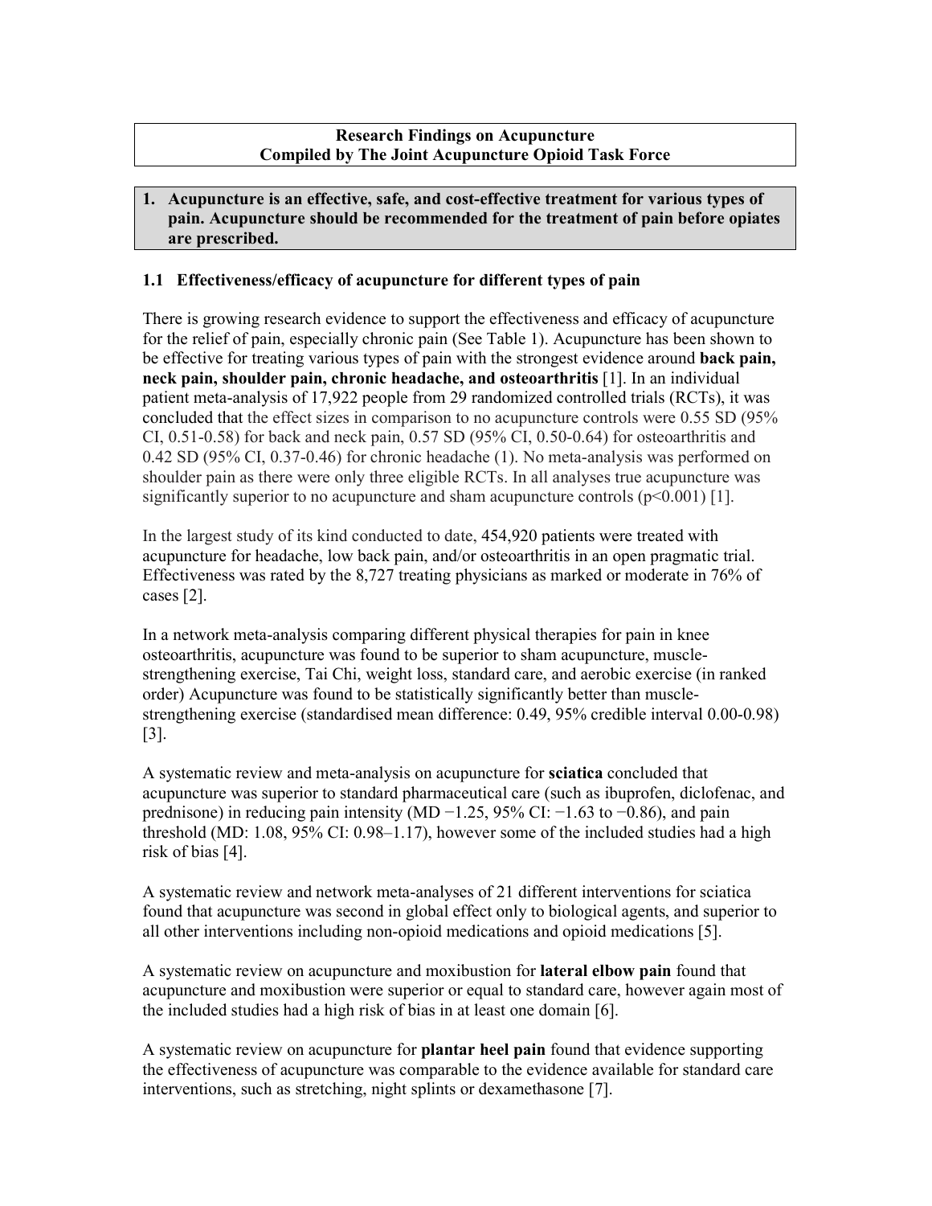**Research Findings on Acupuncture**
**Compiled by The Joint Acupuncture Opioid Task Force**

## 1. Acupuncture is an effective, safe, and cost-effective treatment for various types of pain. Acupuncture should be recommended for the treatment of pain before opiates are prescribed.

### 1.1 Effectiveness/efficacy of acupuncture for different types of pain

There is growing research evidence to support the effectiveness and efficacy of acupuncture for the relief of pain, especially chronic pain (See Table 1). Acupuncture has been shown to be effective for treating various types of pain with the strongest evidence around **back pain, neck pain, shoulder pain, chronic headache, and osteoarthritis** [1]. In an individual patient meta-analysis of 17,922 people from 29 randomized controlled trials (RCTs), it was concluded that the effect sizes in comparison to no acupuncture controls were 0.55 SD (95% CI, 0.51-0.58) for back and neck pain, 0.57 SD (95% CI, 0.50-0.64) for osteoarthritis and 0.42 SD (95% CI, 0.37-0.46) for chronic headache (1). No meta-analysis was performed on shoulder pain as there were only three eligible RCTs. In all analyses true acupuncture was significantly superior to no acupuncture and sham acupuncture controls ($p<0.001$) [1].

In the largest study of its kind conducted to date, 454,920 patients were treated with acupuncture for headache, low back pain, and/or osteoarthritis in an open pragmatic trial. Effectiveness was rated by the 8,727 treating physicians as marked or moderate in 76% of cases [2].

In a network meta-analysis comparing different physical therapies for pain in knee osteoarthritis, acupuncture was found to be superior to sham acupuncture, muscle-strengthening exercise, Tai Chi, weight loss, standard care, and aerobic exercise (in ranked order) Acupuncture was found to be statistically significantly better than muscle-strengthening exercise (standardised mean difference: 0.49, 95% credible interval 0.00-0.98) [3].

A systematic review and meta-analysis on acupuncture for **sciatica** concluded that acupuncture was superior to standard pharmaceutical care (such as ibuprofen, diclofenac, and prednisone) in reducing pain intensity (MD −1.25, 95% CI: −1.63 to −0.86), and pain threshold (MD: 1.08, 95% CI: 0.98–1.17), however some of the included studies had a high risk of bias [4].

A systematic review and network meta-analyses of 21 different interventions for sciatica found that acupuncture was second in global effect only to biological agents, and superior to all other interventions including non-opioid medications and opioid medications [5].

A systematic review on acupuncture and moxibustion for **lateral elbow pain** found that acupuncture and moxibustion were superior or equal to standard care, however again most of the included studies had a high risk of bias in at least one domain [6].

A systematic review on acupuncture for **plantar heel pain** found that evidence supporting the effectiveness of acupuncture was comparable to the evidence available for standard care interventions, such as stretching, night splints or dexamethasone [7].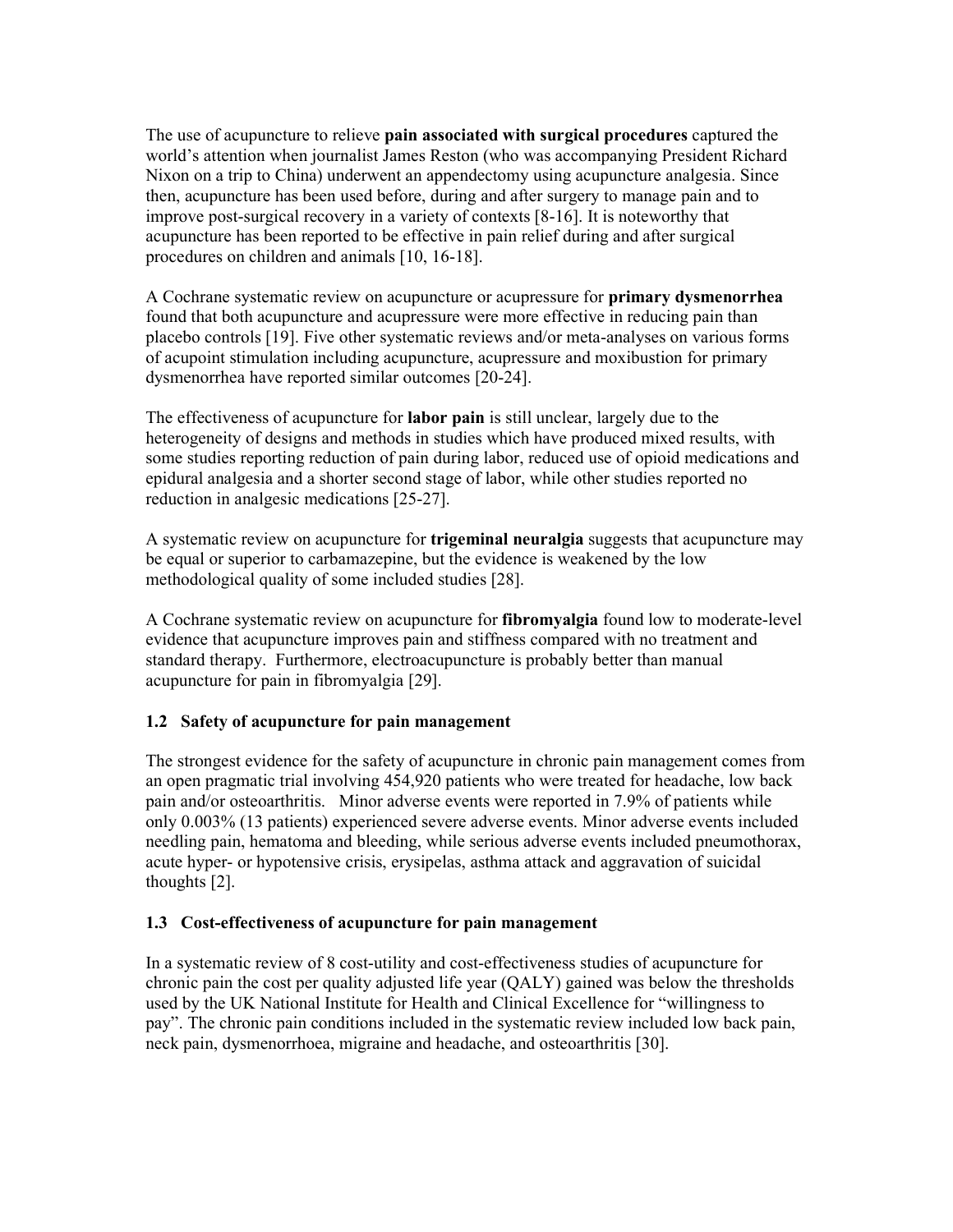The use of acupuncture to relieve **pain associated with surgical procedures** captured the world's attention when journalist James Reston (who was accompanying President Richard Nixon on a trip to China) underwent an appendectomy using acupuncture analgesia. Since then, acupuncture has been used before, during and after surgery to manage pain and to improve post-surgical recovery in a variety of contexts [8-16]. It is noteworthy that acupuncture has been reported to be effective in pain relief during and after surgical procedures on children and animals [10, 16-18].

A Cochrane systematic review on acupuncture or acupressure for **primary dysmenorrhea** found that both acupuncture and acupressure were more effective in reducing pain than placebo controls [19]. Five other systematic reviews and/or meta-analyses on various forms of acupoint stimulation including acupuncture, acupressure and moxibustion for primary dysmenorrhea have reported similar outcomes [20-24].

The effectiveness of acupuncture for **labor pain** is still unclear, largely due to the heterogeneity of designs and methods in studies which have produced mixed results, with some studies reporting reduction of pain during labor, reduced use of opioid medications and epidural analgesia and a shorter second stage of labor, while other studies reported no reduction in analgesic medications [25-27].

A systematic review on acupuncture for **trigeminal neuralgia** suggests that acupuncture may be equal or superior to carbamazepine, but the evidence is weakened by the low methodological quality of some included studies [28].

A Cochrane systematic review on acupuncture for **fibromyalgia** found low to moderate-level evidence that acupuncture improves pain and stiffness compared with no treatment and standard therapy. Furthermore, electroacupuncture is probably better than manual acupuncture for pain in fibromyalgia [29].

### 1.2 Safety of acupuncture for pain management

The strongest evidence for the safety of acupuncture in chronic pain management comes from an open pragmatic trial involving 454,920 patients who were treated for headache, low back pain and/or osteoarthritis. Minor adverse events were reported in 7.9% of patients while only 0.003% (13 patients) experienced severe adverse events. Minor adverse events included needling pain, hematoma and bleeding, while serious adverse events included pneumothorax, acute hyper- or hypotensive crisis, erysipelas, asthma attack and aggravation of suicidal thoughts [2].

### 1.3 Cost-effectiveness of acupuncture for pain management

In a systematic review of 8 cost-utility and cost-effectiveness studies of acupuncture for chronic pain the cost per quality adjusted life year (QALY) gained was below the thresholds used by the UK National Institute for Health and Clinical Excellence for "willingness to pay". The chronic pain conditions included in the systematic review included low back pain, neck pain, dysmenorrhoea, migraine and headache, and osteoarthritis [30].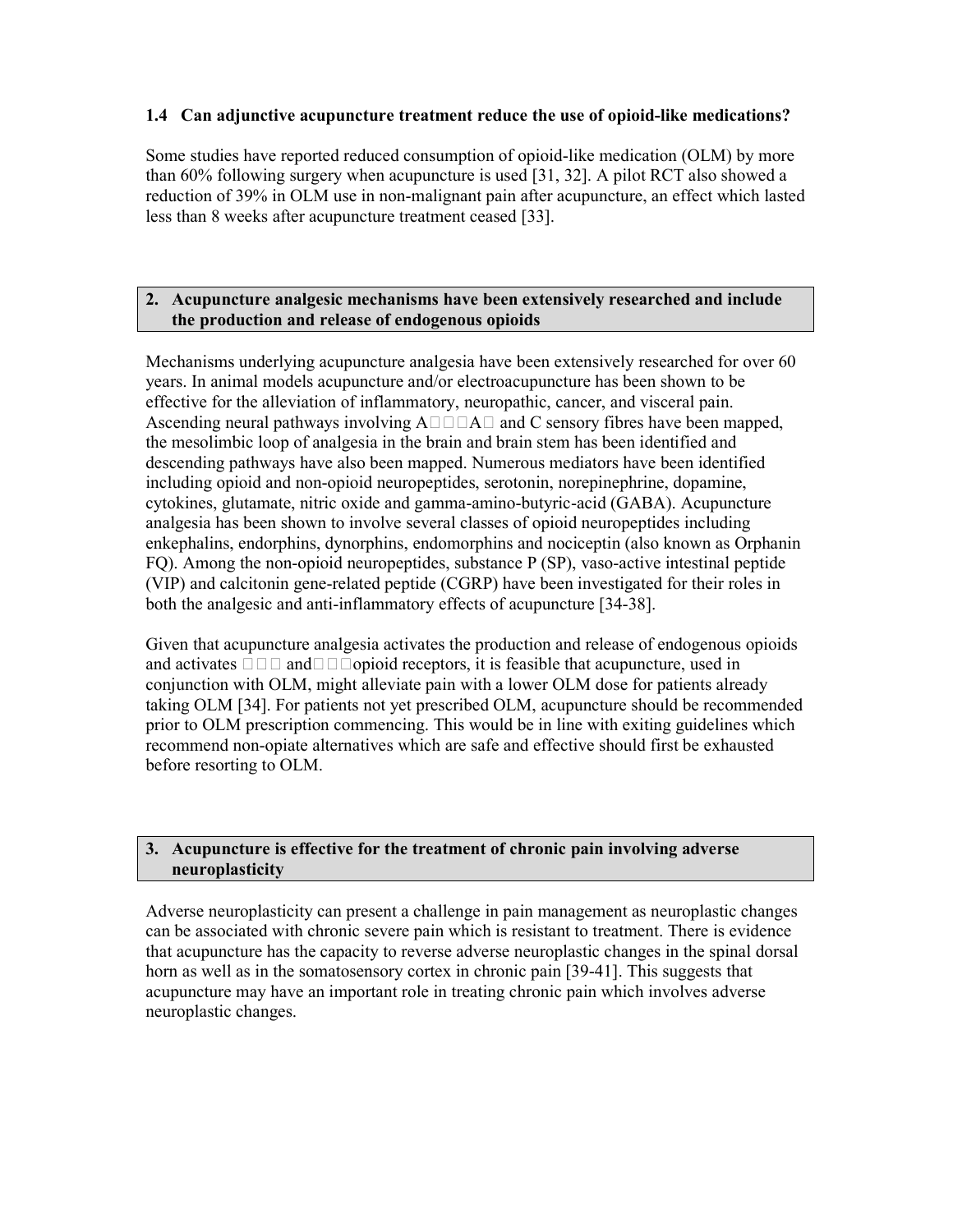### 1.4 Can adjunctive acupuncture treatment reduce the use of opioid-like medications?

Some studies have reported reduced consumption of opioid-like medication (OLM) by more than 60% following surgery when acupuncture is used [31, 32]. A pilot RCT also showed a reduction of 39% in OLM use in non-malignant pain after acupuncture, an effect which lasted less than 8 weeks after acupuncture treatment ceased [33].

## 2. Acupuncture analgesic mechanisms have been extensively researched and include the production and release of endogenous opioids

Mechanisms underlying acupuncture analgesia have been extensively researched for over 60 years. In animal models acupuncture and/or electroacupuncture has been shown to be effective for the alleviation of inflammatory, neuropathic, cancer, and visceral pain. Ascending neural pathways involving A□□□A□ and C sensory fibres have been mapped, the mesolimbic loop of analgesia in the brain and brain stem has been identified and descending pathways have also been mapped. Numerous mediators have been identified including opioid and non-opioid neuropeptides, serotonin, norepinephrine, dopamine, cytokines, glutamate, nitric oxide and gamma-amino-butyric-acid (GABA). Acupuncture analgesia has been shown to involve several classes of opioid neuropeptides including enkephalins, endorphins, dynorphins, endomorphins and nociceptin (also known as Orphanin FQ). Among the non-opioid neuropeptides, substance P (SP), vaso-active intestinal peptide (VIP) and calcitonin gene-related peptide (CGRP) have been investigated for their roles in both the analgesic and anti-inflammatory effects of acupuncture [34-38].

Given that acupuncture analgesia activates the production and release of endogenous opioids and activates □□□ and□□□opioid receptors, it is feasible that acupuncture, used in conjunction with OLM, might alleviate pain with a lower OLM dose for patients already taking OLM [34]. For patients not yet prescribed OLM, acupuncture should be recommended prior to OLM prescription commencing. This would be in line with exiting guidelines which recommend non-opiate alternatives which are safe and effective should first be exhausted before resorting to OLM.

## 3. Acupuncture is effective for the treatment of chronic pain involving adverse neuroplasticity

Adverse neuroplasticity can present a challenge in pain management as neuroplastic changes can be associated with chronic severe pain which is resistant to treatment. There is evidence that acupuncture has the capacity to reverse adverse neuroplastic changes in the spinal dorsal horn as well as in the somatosensory cortex in chronic pain [39-41]. This suggests that acupuncture may have an important role in treating chronic pain which involves adverse neuroplastic changes.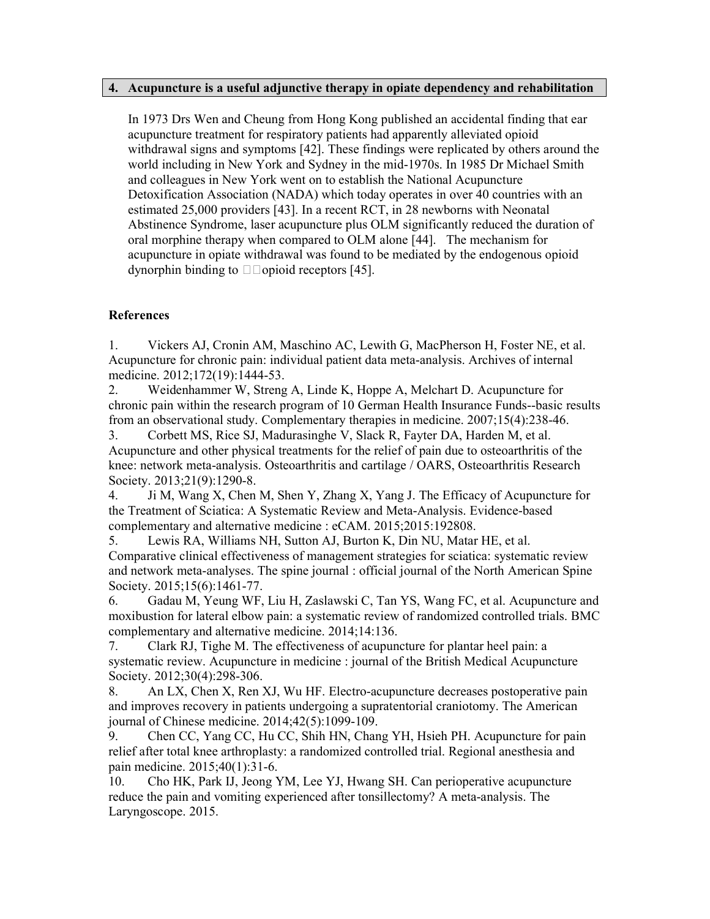## 4. Acupuncture is a useful adjunctive therapy in opiate dependency and rehabilitation

In 1973 Drs Wen and Cheung from Hong Kong published an accidental finding that ear acupuncture treatment for respiratory patients had apparently alleviated opioid withdrawal signs and symptoms [42]. These findings were replicated by others around the world including in New York and Sydney in the mid-1970s. In 1985 Dr Michael Smith and colleagues in New York went on to establish the National Acupuncture Detoxification Association (NADA) which today operates in over 40 countries with an estimated 25,000 providers [43]. In a recent RCT, in 28 newborns with Neonatal Abstinence Syndrome, laser acupuncture plus OLM significantly reduced the duration of oral morphine therapy when compared to OLM alone [44]. The mechanism for acupuncture in opiate withdrawal was found to be mediated by the endogenous opioid dynorphin binding to □□opioid receptors [45].

### References

1. Vickers AJ, Cronin AM, Maschino AC, Lewith G, MacPherson H, Foster NE, et al. Acupuncture for chronic pain: individual patient data meta-analysis. Archives of internal medicine. 2012;172(19):1444-53.
2. Weidenhammer W, Streng A, Linde K, Hoppe A, Melchart D. Acupuncture for chronic pain within the research program of 10 German Health Insurance Funds--basic results from an observational study. Complementary therapies in medicine. 2007;15(4):238-46.
3. Corbett MS, Rice SJ, Madurasinghe V, Slack R, Fayter DA, Harden M, et al. Acupuncture and other physical treatments for the relief of pain due to osteoarthritis of the knee: network meta-analysis. Osteoarthritis and cartilage / OARS, Osteoarthritis Research Society. 2013;21(9):1290-8.
4. Ji M, Wang X, Chen M, Shen Y, Zhang X, Yang J. The Efficacy of Acupuncture for the Treatment of Sciatica: A Systematic Review and Meta-Analysis. Evidence-based complementary and alternative medicine : eCAM. 2015;2015:192808.
5. Lewis RA, Williams NH, Sutton AJ, Burton K, Din NU, Matar HE, et al. Comparative clinical effectiveness of management strategies for sciatica: systematic review and network meta-analyses. The spine journal : official journal of the North American Spine Society. 2015;15(6):1461-77.
6. Gadau M, Yeung WF, Liu H, Zaslawski C, Tan YS, Wang FC, et al. Acupuncture and moxibustion for lateral elbow pain: a systematic review of randomized controlled trials. BMC complementary and alternative medicine. 2014;14:136.
7. Clark RJ, Tighe M. The effectiveness of acupuncture for plantar heel pain: a systematic review. Acupuncture in medicine : journal of the British Medical Acupuncture Society. 2012;30(4):298-306.
8. An LX, Chen X, Ren XJ, Wu HF. Electro-acupuncture decreases postoperative pain and improves recovery in patients undergoing a supratentorial craniotomy. The American journal of Chinese medicine. 2014;42(5):1099-109.
9. Chen CC, Yang CC, Hu CC, Shih HN, Chang YH, Hsieh PH. Acupuncture for pain relief after total knee arthroplasty: a randomized controlled trial. Regional anesthesia and pain medicine. 2015;40(1):31-6.
10. Cho HK, Park IJ, Jeong YM, Lee YJ, Hwang SH. Can perioperative acupuncture reduce the pain and vomiting experienced after tonsillectomy? A meta-analysis. The Laryngoscope. 2015.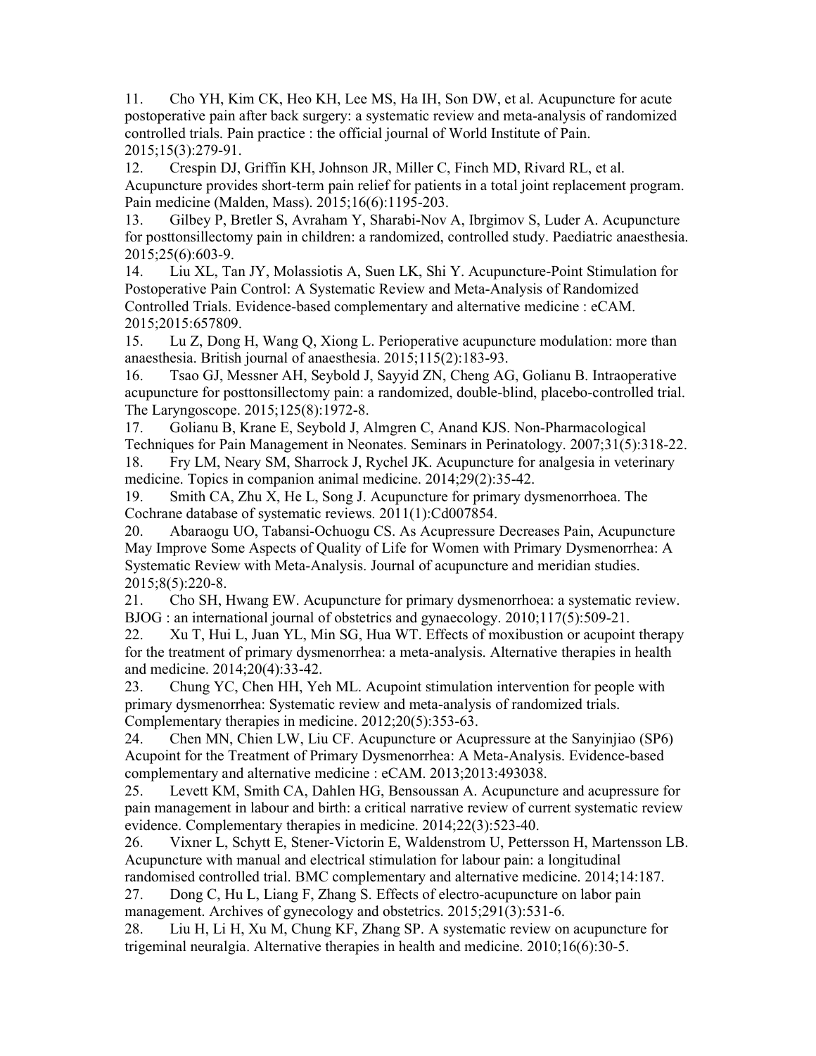11. Cho YH, Kim CK, Heo KH, Lee MS, Ha IH, Son DW, et al. Acupuncture for acute postoperative pain after back surgery: a systematic review and meta-analysis of randomized controlled trials. Pain practice : the official journal of World Institute of Pain. 2015;15(3):279-91.
12. Crespin DJ, Griffin KH, Johnson JR, Miller C, Finch MD, Rivard RL, et al. Acupuncture provides short-term pain relief for patients in a total joint replacement program. Pain medicine (Malden, Mass). 2015;16(6):1195-203.
13. Gilbey P, Bretler S, Avraham Y, Sharabi-Nov A, Ibrgimov S, Luder A. Acupuncture for posttonsillectomy pain in children: a randomized, controlled study. Paediatric anaesthesia. 2015;25(6):603-9.
14. Liu XL, Tan JY, Molassiotis A, Suen LK, Shi Y. Acupuncture-Point Stimulation for Postoperative Pain Control: A Systematic Review and Meta-Analysis of Randomized Controlled Trials. Evidence-based complementary and alternative medicine : eCAM. 2015;2015:657809.
15. Lu Z, Dong H, Wang Q, Xiong L. Perioperative acupuncture modulation: more than anaesthesia. British journal of anaesthesia. 2015;115(2):183-93.
16. Tsao GJ, Messner AH, Seybold J, Sayyid ZN, Cheng AG, Golianu B. Intraoperative acupuncture for posttonsillectomy pain: a randomized, double-blind, placebo-controlled trial. The Laryngoscope. 2015;125(8):1972-8.
17. Golianu B, Krane E, Seybold J, Almgren C, Anand KJS. Non-Pharmacological Techniques for Pain Management in Neonates. Seminars in Perinatology. 2007;31(5):318-22.
18. Fry LM, Neary SM, Sharrock J, Rychel JK. Acupuncture for analgesia in veterinary medicine. Topics in companion animal medicine. 2014;29(2):35-42.
19. Smith CA, Zhu X, He L, Song J. Acupuncture for primary dysmenorrhoea. The Cochrane database of systematic reviews. 2011(1):Cd007854.
20. Abaraogu UO, Tabansi-Ochuogu CS. As Acupressure Decreases Pain, Acupuncture May Improve Some Aspects of Quality of Life for Women with Primary Dysmenorrhea: A Systematic Review with Meta-Analysis. Journal of acupuncture and meridian studies. 2015;8(5):220-8.
21. Cho SH, Hwang EW. Acupuncture for primary dysmenorrhoea: a systematic review. BJOG : an international journal of obstetrics and gynaecology. 2010;117(5):509-21.
22. Xu T, Hui L, Juan YL, Min SG, Hua WT. Effects of moxibustion or acupoint therapy for the treatment of primary dysmenorrhea: a meta-analysis. Alternative therapies in health and medicine. 2014;20(4):33-42.
23. Chung YC, Chen HH, Yeh ML. Acupoint stimulation intervention for people with primary dysmenorrhea: Systematic review and meta-analysis of randomized trials. Complementary therapies in medicine. 2012;20(5):353-63.
24. Chen MN, Chien LW, Liu CF. Acupuncture or Acupressure at the Sanyinjiao (SP6) Acupoint for the Treatment of Primary Dysmenorrhea: A Meta-Analysis. Evidence-based complementary and alternative medicine : eCAM. 2013;2013:493038.
25. Levett KM, Smith CA, Dahlen HG, Bensoussan A. Acupuncture and acupressure for pain management in labour and birth: a critical narrative review of current systematic review evidence. Complementary therapies in medicine. 2014;22(3):523-40.
26. Vixner L, Schytt E, Stener-Victorin E, Waldenstrom U, Pettersson H, Martensson LB. Acupuncture with manual and electrical stimulation for labour pain: a longitudinal randomised controlled trial. BMC complementary and alternative medicine. 2014;14:187.
27. Dong C, Hu L, Liang F, Zhang S. Effects of electro-acupuncture on labor pain management. Archives of gynecology and obstetrics. 2015;291(3):531-6.
28. Liu H, Li H, Xu M, Chung KF, Zhang SP. A systematic review on acupuncture for trigeminal neuralgia. Alternative therapies in health and medicine. 2010;16(6):30-5.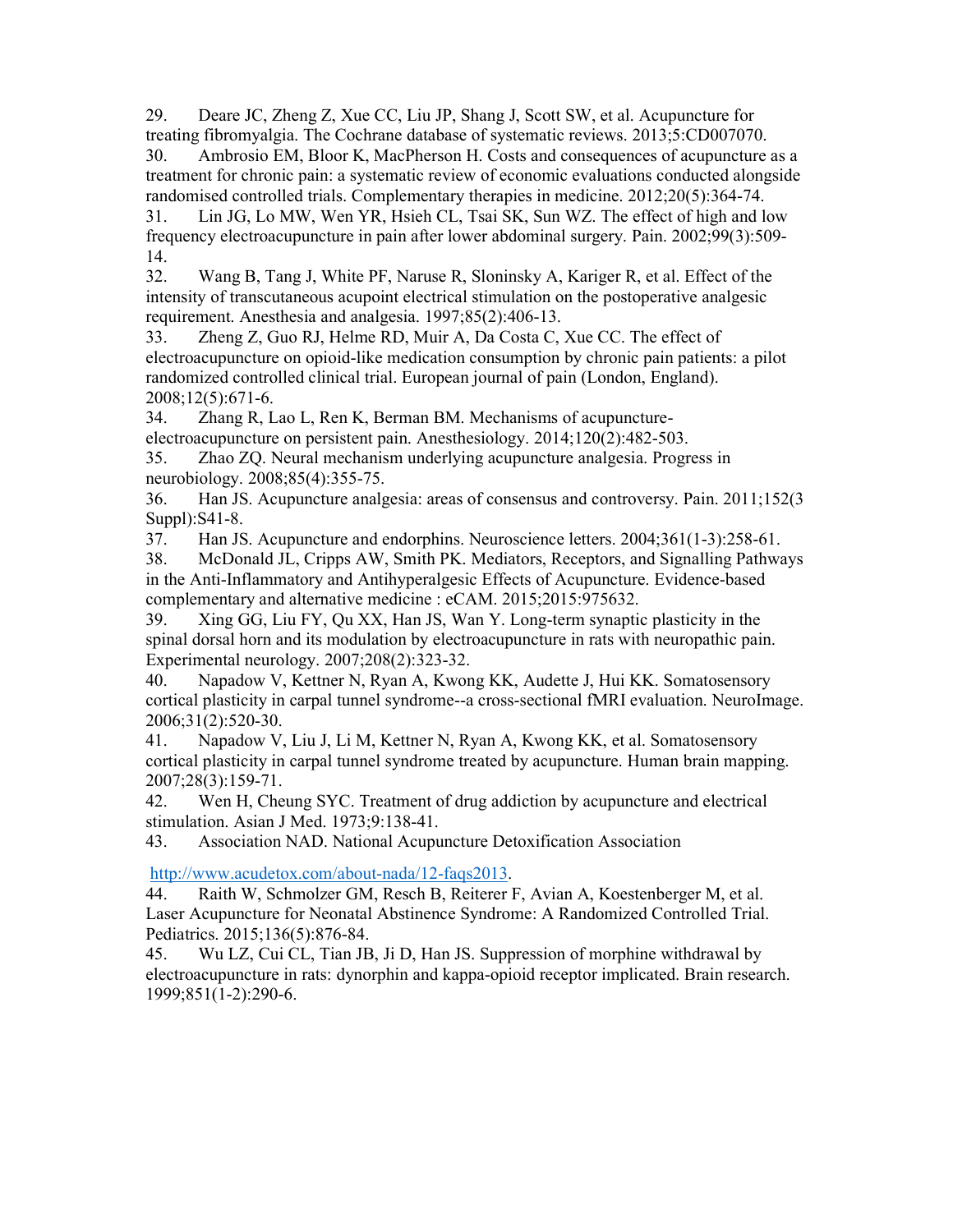29. Deare JC, Zheng Z, Xue CC, Liu JP, Shang J, Scott SW, et al. Acupuncture for treating fibromyalgia. The Cochrane database of systematic reviews. 2013;5:CD007070.
30. Ambrosio EM, Bloor K, MacPherson H. Costs and consequences of acupuncture as a treatment for chronic pain: a systematic review of economic evaluations conducted alongside randomised controlled trials. Complementary therapies in medicine. 2012;20(5):364-74.
31. Lin JG, Lo MW, Wen YR, Hsieh CL, Tsai SK, Sun WZ. The effect of high and low frequency electroacupuncture in pain after lower abdominal surgery. Pain. 2002;99(3):509-14.
32. Wang B, Tang J, White PF, Naruse R, Sloninsky A, Kariger R, et al. Effect of the intensity of transcutaneous acupoint electrical stimulation on the postoperative analgesic requirement. Anesthesia and analgesia. 1997;85(2):406-13.
33. Zheng Z, Guo RJ, Helme RD, Muir A, Da Costa C, Xue CC. The effect of electroacupuncture on opioid-like medication consumption by chronic pain patients: a pilot randomized controlled clinical trial. European journal of pain (London, England). 2008;12(5):671-6.
34. Zhang R, Lao L, Ren K, Berman BM. Mechanisms of acupuncture-electroacupuncture on persistent pain. Anesthesiology. 2014;120(2):482-503.
35. Zhao ZQ. Neural mechanism underlying acupuncture analgesia. Progress in neurobiology. 2008;85(4):355-75.
36. Han JS. Acupuncture analgesia: areas of consensus and controversy. Pain. 2011;152(3 Suppl):S41-8.
37. Han JS. Acupuncture and endorphins. Neuroscience letters. 2004;361(1-3):258-61.
38. McDonald JL, Cripps AW, Smith PK. Mediators, Receptors, and Signalling Pathways in the Anti-Inflammatory and Antihyperalgesic Effects of Acupuncture. Evidence-based complementary and alternative medicine : eCAM. 2015;2015:975632.
39. Xing GG, Liu FY, Qu XX, Han JS, Wan Y. Long-term synaptic plasticity in the spinal dorsal horn and its modulation by electroacupuncture in rats with neuropathic pain. Experimental neurology. 2007;208(2):323-32.
40. Napadow V, Kettner N, Ryan A, Kwong KK, Audette J, Hui KK. Somatosensory cortical plasticity in carpal tunnel syndrome--a cross-sectional fMRI evaluation. NeuroImage. 2006;31(2):520-30.
41. Napadow V, Liu J, Li M, Kettner N, Ryan A, Kwong KK, et al. Somatosensory cortical plasticity in carpal tunnel syndrome treated by acupuncture. Human brain mapping. 2007;28(3):159-71.
42. Wen H, Cheung SYC. Treatment of drug addiction by acupuncture and electrical stimulation. Asian J Med. 1973;9:138-41.
43. Association NAD. National Acupuncture Detoxification Association http://www.acudetox.com/about-nada/12-faqs2013.
44. Raith W, Schmolzer GM, Resch B, Reiterer F, Avian A, Koestenberger M, et al. Laser Acupuncture for Neonatal Abstinence Syndrome: A Randomized Controlled Trial. Pediatrics. 2015;136(5):876-84.
45. Wu LZ, Cui CL, Tian JB, Ji D, Han JS. Suppression of morphine withdrawal by electroacupuncture in rats: dynorphin and kappa-opioid receptor implicated. Brain research. 1999;851(1-2):290-6.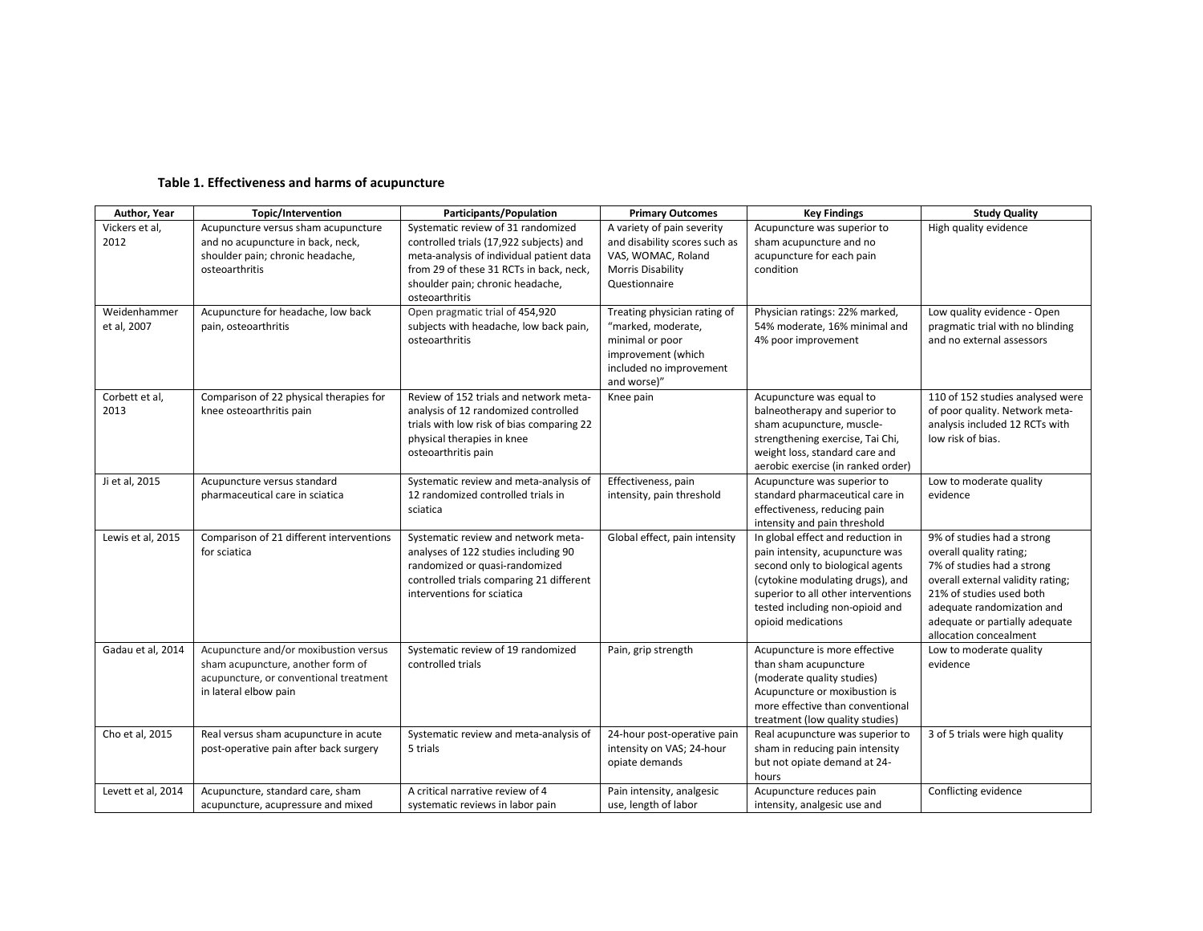**Table 1. Effectiveness and harms of acupuncture**

| Author, Year | Topic/Intervention | Participants/Population | Primary Outcomes | Key Findings | Study Quality |
|---|---|---|---|---|---|
| Vickers et al, 2012 | Acupuncture versus sham acupuncture and no acupuncture in back, neck, shoulder pain; chronic headache, osteoarthritis | Systematic review of 31 randomized controlled trials (17,922 subjects) and meta-analysis of individual patient data from 29 of these 31 RCTs in back, neck, shoulder pain; chronic headache, osteoarthritis | A variety of pain severity and disability scores such as VAS, WOMAC, Roland Morris Disability Questionnaire | Acupuncture was superior to sham acupuncture and no acupuncture for each pain condition | High quality evidence |
| Weidenhammer et al, 2007 | Acupuncture for headache, low back pain, osteoarthritis | Open pragmatic trial of 454,920 subjects with headache, low back pain, osteoarthritis | Treating physician rating of "marked, moderate, minimal or poor improvement (which included no improvement and worse)" | Physician ratings: 22% marked, 54% moderate, 16% minimal and 4% poor improvement | Low quality evidence - Open pragmatic trial with no blinding and no external assessors |
| Corbett et al, 2013 | Comparison of 22 physical therapies for knee osteoarthritis pain | Review of 152 trials and network meta-analysis of 12 randomized controlled trials with low risk of bias comparing 22 physical therapies in knee osteoarthritis pain | Knee pain | Acupuncture was equal to balneotherapy and superior to sham acupuncture, muscle-strengthening exercise, Tai Chi, weight loss, standard care and aerobic exercise (in ranked order) | 110 of 152 studies analysed were of poor quality. Network meta-analysis included 12 RCTs with low risk of bias. |
| Ji et al, 2015 | Acupuncture versus standard pharmaceutical care in sciatica | Systematic review and meta-analysis of 12 randomized controlled trials in sciatica | Effectiveness, pain intensity, pain threshold | Acupuncture was superior to standard pharmaceutical care in effectiveness, reducing pain intensity and pain threshold | Low to moderate quality evidence |
| Lewis et al, 2015 | Comparison of 21 different interventions for sciatica | Systematic review and network meta-analyses of 122 studies including 90 randomized or quasi-randomized controlled trials comparing 21 different interventions for sciatica | Global effect, pain intensity | In global effect and reduction in pain intensity, acupuncture was second only to biological agents (cytokine modulating drugs), and superior to all other interventions tested including non-opioid and opioid medications | 9% of studies had a strong overall quality rating; 7% of studies had a strong overall external validity rating; 21% of studies used both adequate randomization and adequate or partially adequate allocation concealment |
| Gadau et al, 2014 | Acupuncture and/or moxibustion versus sham acupuncture, another form of acupuncture, or conventional treatment in lateral elbow pain | Systematic review of 19 randomized controlled trials | Pain, grip strength | Acupuncture is more effective than sham acupuncture (moderate quality studies) Acupuncture or moxibustion is more effective than conventional treatment (low quality studies) | Low to moderate quality evidence |
| Cho et al, 2015 | Real versus sham acupuncture in acute post-operative pain after back surgery | Systematic review and meta-analysis of 5 trials | 24-hour post-operative pain intensity on VAS; 24-hour opiate demands | Real acupuncture was superior to sham in reducing pain intensity but not opiate demand at 24-hours | 3 of 5 trials were high quality |
| Levett et al, 2014 | Acupuncture, standard care, sham acupuncture, acupressure and mixed | A critical narrative review of 4 systematic reviews in labor pain | Pain intensity, analgesic use, length of labor | Acupuncture reduces pain intensity, analgesic use and | Conflicting evidence |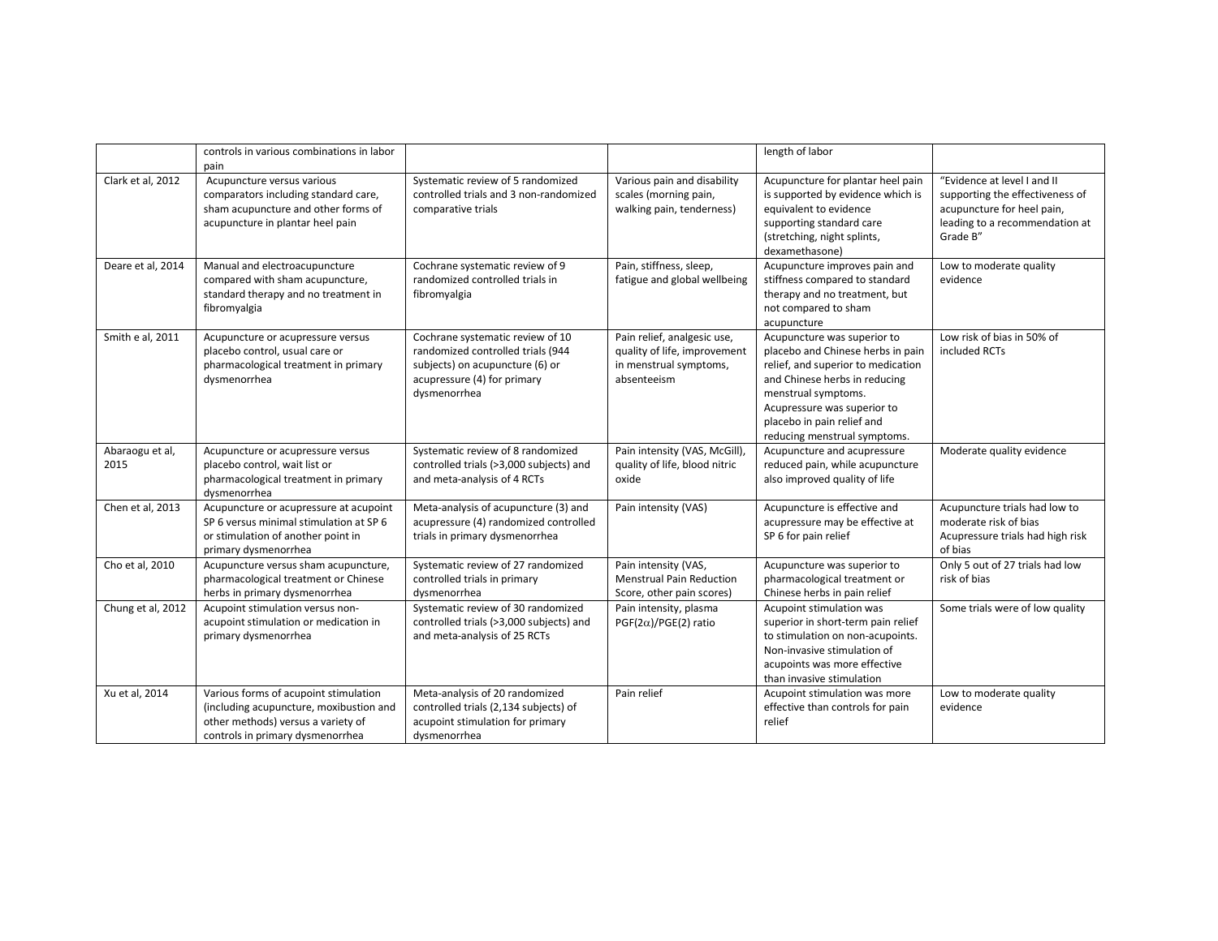| | | | | | |
|---|---|---|---|---|---|
| | controls in various combinations in labor pain | | | length of labor | |
| Clark et al, 2012 | Acupuncture versus various comparators including standard care, sham acupuncture and other forms of acupuncture in plantar heel pain | Systematic review of 5 randomized controlled trials and 3 non-randomized comparative trials | Various pain and disability scales (morning pain, walking pain, tenderness) | Acupuncture for plantar heel pain is supported by evidence which is equivalent to evidence supporting standard care (stretching, night splints, dexamethasone) | "Evidence at level I and II supporting the effectiveness of acupuncture for heel pain, leading to a recommendation at Grade B" |
| Deare et al, 2014 | Manual and electroacupuncture compared with sham acupuncture, standard therapy and no treatment in fibromyalgia | Cochrane systematic review of 9 randomized controlled trials in fibromyalgia | Pain, stiffness, sleep, fatigue and global wellbeing | Acupuncture improves pain and stiffness compared to standard therapy and no treatment, but not compared to sham acupuncture | Low to moderate quality evidence |
| Smith e al, 2011 | Acupuncture or acupressure versus placebo control, usual care or pharmacological treatment in primary dysmenorrhea | Cochrane systematic review of 10 randomized controlled trials (944 subjects) on acupuncture (6) or acupressure (4) for primary dysmenorrhea | Pain relief, analgesic use, quality of life, improvement in menstrual symptoms, absenteeism | Acupuncture was superior to placebo and Chinese herbs in pain relief, and superior to medication and Chinese herbs in reducing menstrual symptoms. Acupressure was superior to placebo in pain relief and reducing menstrual symptoms. | Low risk of bias in 50% of included RCTs |
| Abaraogu et al, 2015 | Acupuncture or acupressure versus placebo control, wait list or pharmacological treatment in primary dysmenorrhea | Systematic review of 8 randomized controlled trials (>3,000 subjects) and and meta-analysis of 4 RCTs | Pain intensity (VAS, McGill), quality of life, blood nitric oxide | Acupuncture and acupressure reduced pain, while acupuncture also improved quality of life | Moderate quality evidence |
| Chen et al, 2013 | Acupuncture or acupressure at acupoint SP 6 versus minimal stimulation at SP 6 or stimulation of another point in primary dysmenorrhea | Meta-analysis of acupuncture (3) and acupressure (4) randomized controlled trials in primary dysmenorrhea | Pain intensity (VAS) | Acupuncture is effective and acupressure may be effective at SP 6 for pain relief | Acupuncture trials had low to moderate risk of bias Acupressure trials had high risk of bias |
| Cho et al, 2010 | Acupuncture versus sham acupuncture, pharmacological treatment or Chinese herbs in primary dysmenorrhea | Systematic review of 27 randomized controlled trials in primary dysmenorrhea | Pain intensity (VAS, Menstrual Pain Reduction Score, other pain scores) | Acupuncture was superior to pharmacological treatment or Chinese herbs in pain relief | Only 5 out of 27 trials had low risk of bias |
| Chung et al, 2012 | Acupoint stimulation versus non-acupoint stimulation or medication in primary dysmenorrhea | Systematic review of 30 randomized controlled trials (>3,000 subjects) and and meta-analysis of 25 RCTs | Pain intensity, plasma PGF(2$\alpha$)/PGE(2) ratio | Acupoint stimulation was superior in short-term pain relief to stimulation on non-acupoints. Non-invasive stimulation of acupoints was more effective than invasive stimulation | Some trials were of low quality |
| Xu et al, 2014 | Various forms of acupoint stimulation (including acupuncture, moxibustion and other methods) versus a variety of controls in primary dysmenorrhea | Meta-analysis of 20 randomized controlled trials (2,134 subjects) of acupoint stimulation for primary dysmenorrhea | Pain relief | Acupoint stimulation was more effective than controls for pain relief | Low to moderate quality evidence |